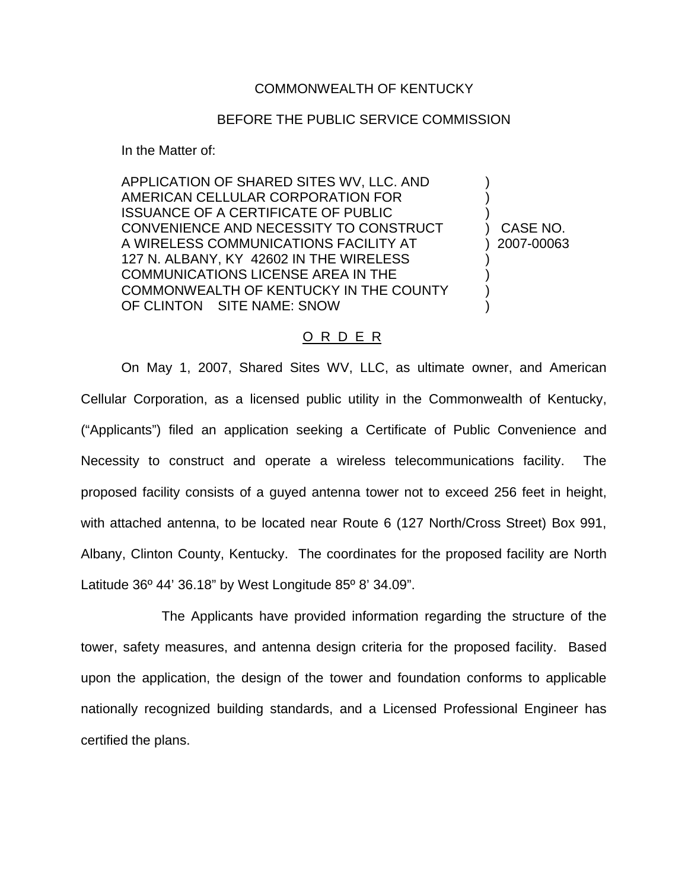COMMONWEALTH OF KENTUCKY

BEFORE THE PUBLIC SERVICE COMMISSION

In the Matter of:

| | | |
|---|---|---|
| APPLICATION OF SHARED SITES WV, LLC. AND AMERICAN CELLULAR CORPORATION FOR ISSUANCE OF A CERTIFICATE OF PUBLIC CONVENIENCE AND NECESSITY TO CONSTRUCT A WIRELESS COMMUNICATIONS FACILITY AT 127 N. ALBANY, KY 42602 IN THE WIRELESS COMMUNICATIONS LICENSE AREA IN THE COMMONWEALTH OF KENTUCKY IN THE COUNTY OF CLINTON SITE NAME: SNOW | ) | CASE NO. 2007-00063 |

O R D E R

On May 1, 2007, Shared Sites WV, LLC, as ultimate owner, and American Cellular Corporation, as a licensed public utility in the Commonwealth of Kentucky, ("Applicants") filed an application seeking a Certificate of Public Convenience and Necessity to construct and operate a wireless telecommunications facility. The proposed facility consists of a guyed antenna tower not to exceed 256 feet in height, with attached antenna, to be located near Route 6 (127 North/Cross Street) Box 991, Albany, Clinton County, Kentucky. The coordinates for the proposed facility are North Latitude 36º 44' 36.18" by West Longitude 85º 8' 34.09".

The Applicants have provided information regarding the structure of the tower, safety measures, and antenna design criteria for the proposed facility. Based upon the application, the design of the tower and foundation conforms to applicable nationally recognized building standards, and a Licensed Professional Engineer has certified the plans.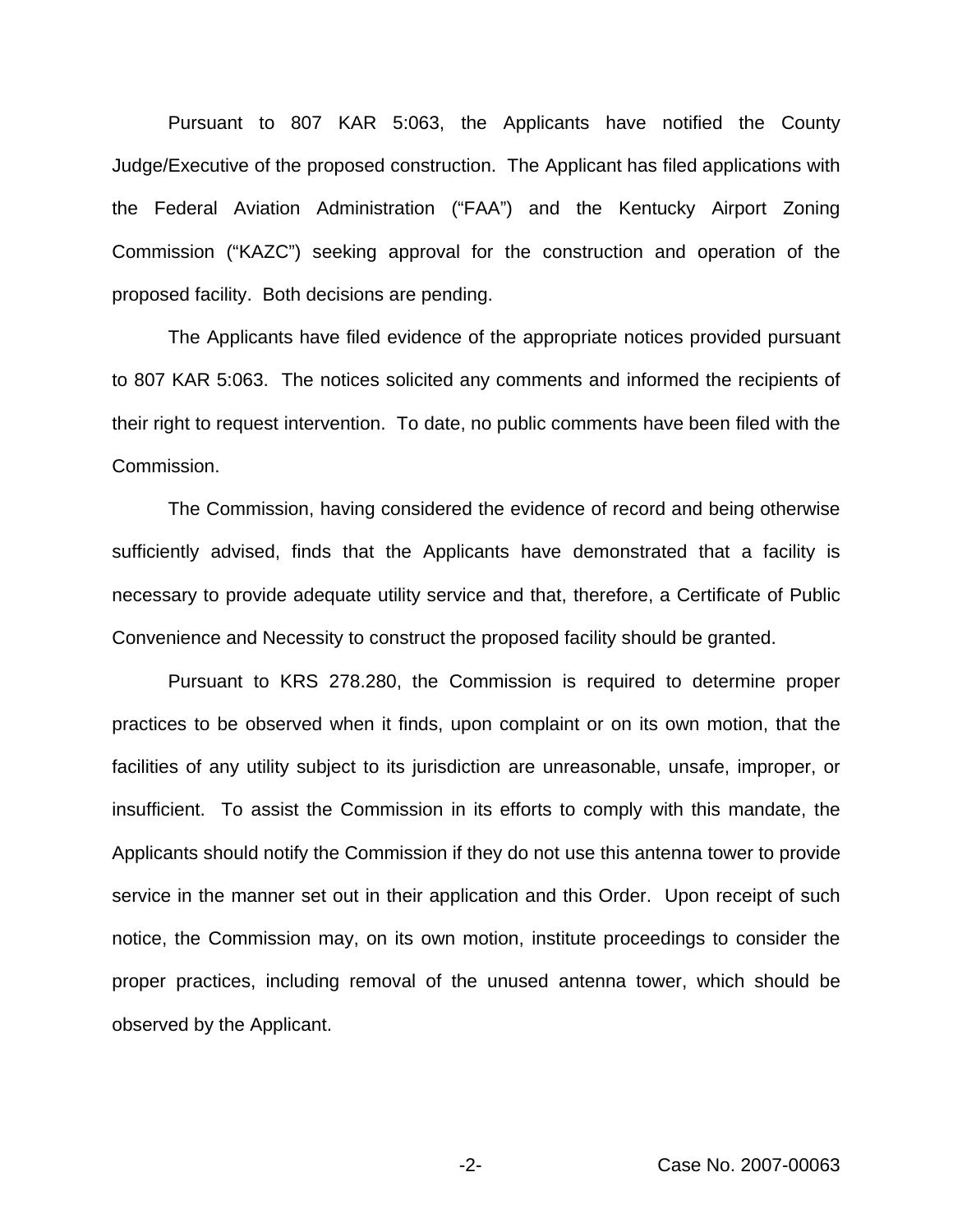Pursuant to 807 KAR 5:063, the Applicants have notified the County Judge/Executive of the proposed construction. The Applicant has filed applications with the Federal Aviation Administration ("FAA") and the Kentucky Airport Zoning Commission ("KAZC") seeking approval for the construction and operation of the proposed facility. Both decisions are pending.

The Applicants have filed evidence of the appropriate notices provided pursuant to 807 KAR 5:063. The notices solicited any comments and informed the recipients of their right to request intervention. To date, no public comments have been filed with the Commission.

The Commission, having considered the evidence of record and being otherwise sufficiently advised, finds that the Applicants have demonstrated that a facility is necessary to provide adequate utility service and that, therefore, a Certificate of Public Convenience and Necessity to construct the proposed facility should be granted.

Pursuant to KRS 278.280, the Commission is required to determine proper practices to be observed when it finds, upon complaint or on its own motion, that the facilities of any utility subject to its jurisdiction are unreasonable, unsafe, improper, or insufficient. To assist the Commission in its efforts to comply with this mandate, the Applicants should notify the Commission if they do not use this antenna tower to provide service in the manner set out in their application and this Order. Upon receipt of such notice, the Commission may, on its own motion, institute proceedings to consider the proper practices, including removal of the unused antenna tower, which should be observed by the Applicant.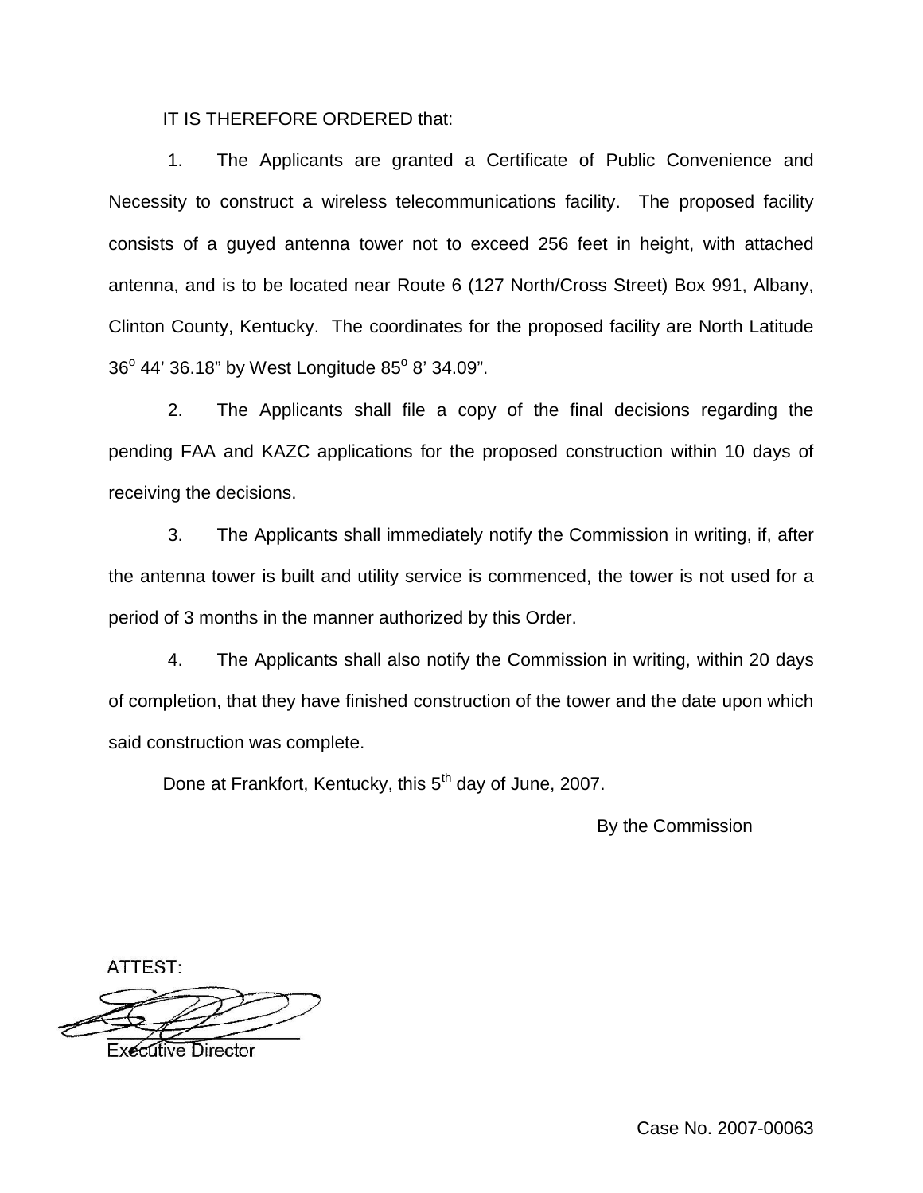IT IS THEREFORE ORDERED that:

1. The Applicants are granted a Certificate of Public Convenience and Necessity to construct a wireless telecommunications facility. The proposed facility consists of a guyed antenna tower not to exceed 256 feet in height, with attached antenna, and is to be located near Route 6 (127 North/Cross Street) Box 991, Albany, Clinton County, Kentucky. The coordinates for the proposed facility are North Latitude 36° 44' 36.18" by West Longitude 85° 8' 34.09".

2. The Applicants shall file a copy of the final decisions regarding the pending FAA and KAZC applications for the proposed construction within 10 days of receiving the decisions.

3. The Applicants shall immediately notify the Commission in writing, if, after the antenna tower is built and utility service is commenced, the tower is not used for a period of 3 months in the manner authorized by this Order.

4. The Applicants shall also notify the Commission in writing, within 20 days of completion, that they have finished construction of the tower and the date upon which said construction was complete.

Done at Frankfort, Kentucky, this 5th day of June, 2007.

By the Commission

ATTEST:

Executive Director

Case No. 2007-00063